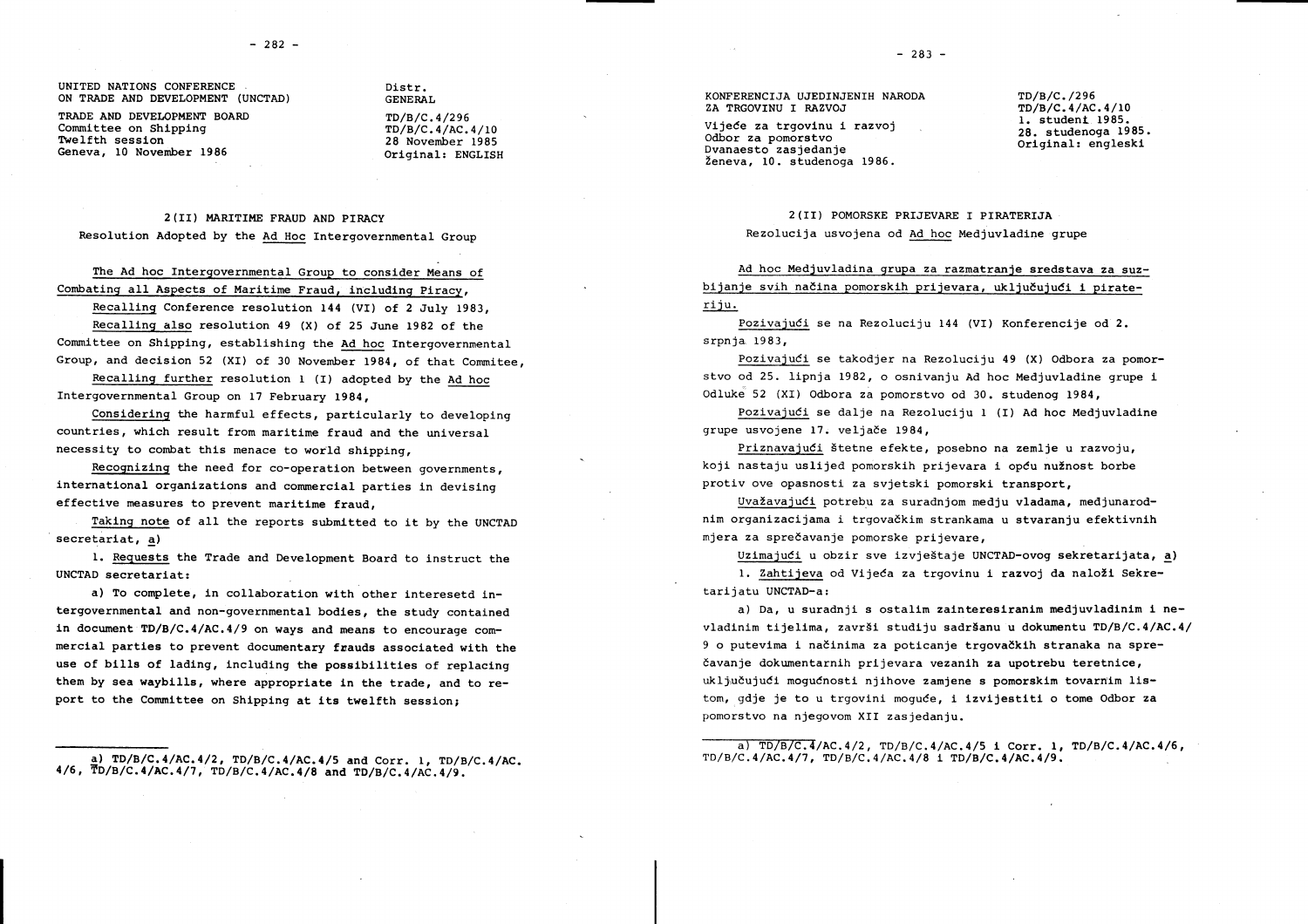UNITED NATIONS CONFERENCE ON TRADE AND DEVELOPMENT (UNCTAD)

TRADE AND DEVELOPMENT BOARD
Committee on Shipping
Twelfth session
Geneva, 10 November 1986

Distr.
GENERAL

TD/B/C.4/296
TD/B/C.4/AC.4/10
28 November 1985
Original: ENGLISH

## 2(II) MARITIME FRAUD AND PIRACY

Resolution Adopted by the Ad Hoc Intergovernmental Group

The Ad hoc Intergovernmental Group to consider Means of Combating all Aspects of Maritime Fraud, including Piracy,

Recalling Conference resolution 144 (VI) of 2 July 1983,

Recalling also resolution 49 (X) of 25 June 1982 of the Committee on Shipping, establishing the Ad hoc Intergovernmental Group, and decision 52 (XI) of 30 November 1984, of that Commitee,

Recalling further resolution 1 (I) adopted by the Ad hoc Intergovernmental Group on 17 February 1984,

Considering the harmful effects, particularly to developing countries, which result from maritime fraud and the universal necessity to combat this menace to world shipping,

Recognizing the need for co-operation between governments, international organizations and commercial parties in devising effective measures to prevent maritime fraud,

Taking note of all the reports submitted to it by the UNCTAD secretariat, a)

1. Requests the Trade and Development Board to instruct the UNCTAD secretariat:

a) To complete, in collaboration with other interesetd intergovernmental and non-governmental bodies, the study contained in document TD/B/C.4/AC.4/9 on ways and means to encourage commercial parties to prevent documentary frauds associated with the use of bills of lading, including the possibilities of replacing them by sea waybills, where appropriate in the trade, and to report to the Committee on Shipping at its twelfth session;

a) TD/B/C.4/AC.4/2, TD/B/C.4/AC.4/5 and Corr. 1, TD/B/C.4/AC.4/6, TD/B/C.4/AC.4/7, TD/B/C.4/AC.4/8 and TD/B/C.4/AC.4/9.

---

KONFERENCIJA UJEDINJENIH NARODA ZA TRGOVINU I RAZVOJ

Vijeće za trgovinu i razvoj
Odbor za pomorstvo
Dvanaesto zasjedanje
Ženeva, 10. studenoga 1986.

TD/B/C./296
TD/B/C.4/AC.4/10
1. studeni 1985.
28. studenoga 1985.
Original: engleski

## 2(II) POMORSKE PRIJEVARE I PIRATERIJA

Rezolucija usvojena od Ad hoc Medjuvladine grupe

Ad hoc Medjuvladina grupa za razmatranje sredstava za suzbijanje svih načina pomorskih prijevara, uključujući i pirateriju.

Pozivajući se na Rezoluciju 144 (VI) Konferencije od 2. srpnja 1983,

Pozivajući se takodjer na Rezoluciju 49 (X) Odbora za pomorstvo od 25. lipnja 1982, o osnivanju Ad hoc Medjuvladine grupe i Odluke 52 (XI) Odbora za pomorstvo od 30. studenog 1984,

Pozivajući se dalje na Rezoluciju 1 (I) Ad hoc Medjuvladine grupe usvojene 17. veljače 1984,

Priznavajući štetne efekte, posebno na zemlje u razvoju, koji nastaju uslijed pomorskih prijevara i opću nužnost borbe protiv ove opasnosti za svjetski pomorski transport,

Uvažavajući potrebu za suradnjom medju vladama, medjunarodnim organizacijama i trgovačkim strankama u stvaranju efektivnih mjera za sprečavanje pomorske prijevare,

Uzimajući u obzir sve izvještaje UNCTAD-ovog sekretarijata, a)

1. Zahtijeva od Vijeća za trgovinu i razvoj da naloži Sekretarijatu UNCTAD-a:

a) Da, u suradnji s ostalim zainteresiranim medjuvladinim i nevladinim tijelima, završi studiju sadršanu u dokumentu TD/B/C.4/AC.4/9 o putevima i načinima za poticanje trgovačkih stranaka na sprečavanje dokumentarnih prijevara vezanih za upotrebu teretnice, uključujući mogućnosti njihove zamjene s pomorskim tovarnim listom, gdje je to u trgovini moguće, i izvijestiti o tome Odbor za pomorstvo na njegovom XII zasjedanju.

a) TD/B/C.4/AC.4/2, TD/B/C.4/AC.4/5 i Corr. 1, TD/B/C.4/AC.4/6, TD/B/C.4/AC.4/7, TD/B/C.4/AC.4/8 i TD/B/C.4/AC.4/9.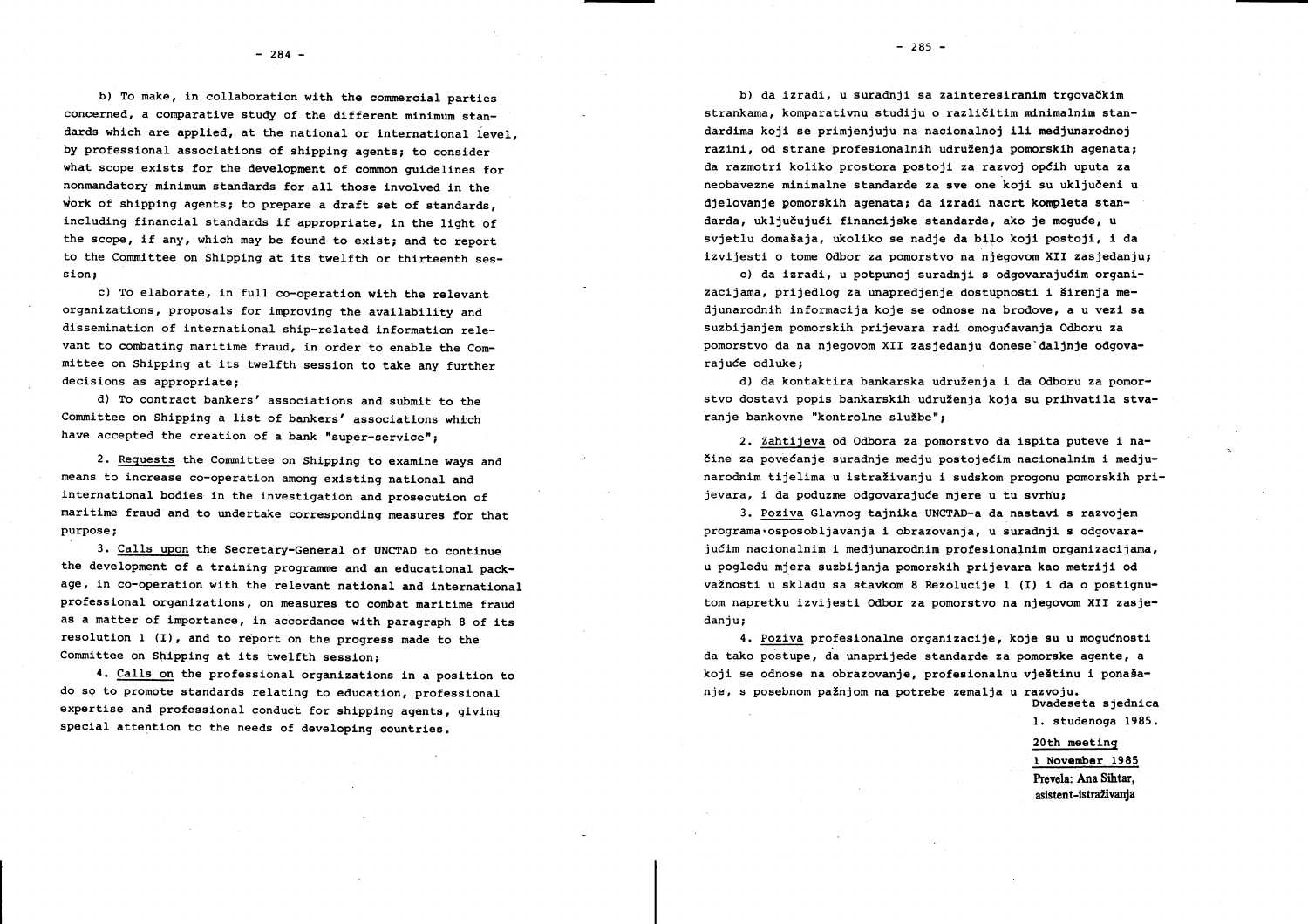b) To make, in collaboration with the commercial parties concerned, a comparative study of the different minimum standards which are applied, at the national or international level, by professional associations of shipping agents; to consider what scope exists for the development of common guidelines for nonmandatory minimum standards for all those involved in the work of shipping agents; to prepare a draft set of standards, including financial standards if appropriate, in the light of the scope, if any, which may be found to exist; and to report to the Committee on Shipping at its twelfth or thirteenth session;

c) To elaborate, in full co-operation with the relevant organizations, proposals for improving the availability and dissemination of international ship-related information relevant to combating maritime fraud, in order to enable the Committee on Shipping at its twelfth session to take any further decisions as appropriate;

d) To contract bankers' associations and submit to the Committee on Shipping a list of bankers' associations which have accepted the creation of a bank "super-service";

2. Requests the Committee on Shipping to examine ways and means to increase co-operation among existing national and international bodies in the investigation and prosecution of maritime fraud and to undertake corresponding measures for that purpose;

3. Calls upon the Secretary-General of UNCTAD to continue the development of a training programme and an educational package, in co-operation with the relevant national and international professional organizations, on measures to combat maritime fraud as a matter of importance, in accordance with paragraph 8 of its resolution 1 (I), and to report on the progress made to the Committee on Shipping at its twelfth session;

4. Calls on the professional organizations in a position to do so to promote standards relating to education, professional expertise and professional conduct for shipping agents, giving special attention to the needs of developing countries.

b) da izradi, u suradnji sa zainteresiranim trgovačkim strankama, komparativnu studiju o različitim minimalnim standardima koji se primjenjuju na nacionalnoj ili medjunarodnoj razini, od strane profesionalnih udruženja pomorskih agenata; da razmotri koliko prostora postoji za razvoj općih uputa za neobavezne minimalne standarde za sve one koji su uključeni u djelovanje pomorskih agenata; da izradi nacrt kompleta standarda, uključujući financijske standarde, ako je moguće, u svjetlu domašaja, ukoliko se nadje da bilo koji postoji, i da izvijesti o tome Odbor za pomorstvo na njegovom XII zasjedanju;

c) da izradi, u potpunoj suradnji s odgovarajućim organizacijama, prijedlog za unapredjenje dostupnosti i širenja medjunarodnih informacija koje se odnose na brodove, a u vezi sa suzbijanjem pomorskih prijevara radi omogućavanja Odboru za pomorstvo da na njegovom XII zasjedanju donese daljnje odgovarajuće odluke;

d) da kontaktira bankarska udruženja i da Odboru za pomorstvo dostavi popis bankarskih udruženja koja su prihvatila stvaranje bankovne "kontrolne službe";

2. Zahtijeva od Odbora za pomorstvo da ispita puteve i načine za povećanje suradnje medju postojećim nacionalnim i medjunarodnim tijelima u istraživanju i sudskom progonu pomorskih prijevara, i da poduzme odgovarajuće mjere u tu svrhu;

3. Poziva Glavnog tajnika UNCTAD-a da nastavi s razvojem programa osposobljavanja i obrazovanja, u suradnji s odgovarajućim nacionalnim i medjunarodnim profesionalnim organizacijama, u pogledu mjera suzbijanja pomorskih prijevara kao metriji od važnosti u skladu sa stavkom 8 Rezolucije 1 (I) i da o postignutom napretku izvijesti Odbor za pomorstvo na njegovom XII zasjedanju;

4. Poziva profesionalne organizacije, koje su u mogućnosti da tako postupe, da unaprijede standarde za pomorske agente, a koji se odnose na obrazovanje, profesionalnu vještinu i ponašanje, s posebnom pažnjom na potrebe zemalja u razvoju.

Dvadeseta sjednica
1. studenoga 1985.

20th meeting
1 November 1985

**Prevela: Ana Sihtar,**
**asistent-istraživanja**